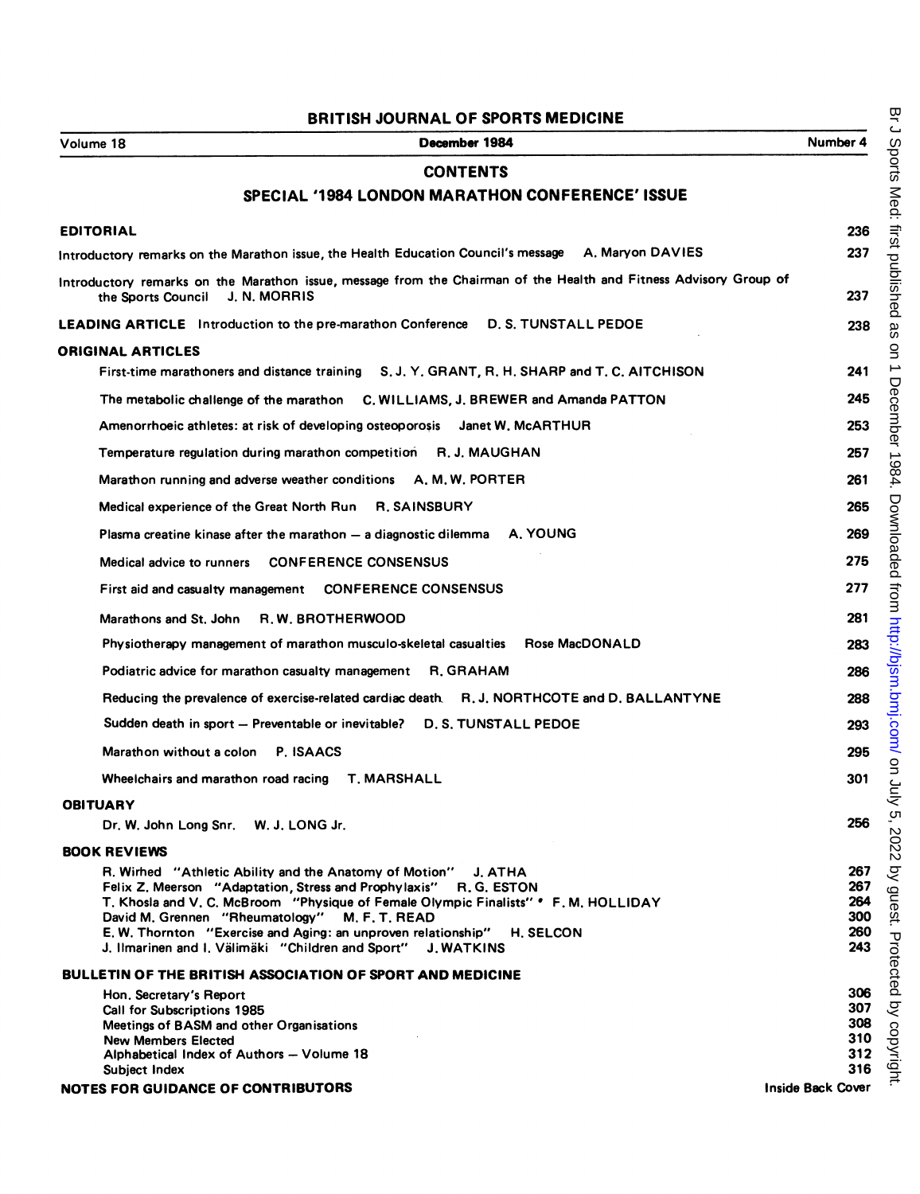# BRITISH JOURNAL OF SPORTS MEDICINE

Volume 18 | December 1984 | Number 4

## CONTENTS

## SPECIAL '1984 LONDON MARATHON CONFERENCE' ISSUE

**EDITORIAL** 236

Introductory remarks on the Marathon issue, the Health Education Council's message A. Maryon DAVIES 237

Introductory remarks on the Marathon issue, message from the Chairman of the Health and Fitness Advisory Group of the Sports Council J. N. MORRIS 237

**LEADING ARTICLE** Introduction to the pre-marathon Conference D. S. TUNSTALL PEDOE 238

**ORIGINAL ARTICLES**

- First-time marathoners and distance training S. J. Y. GRANT, R. H. SHARP and T. C. AITCHISON 241
- The metabolic challenge of the marathon C. WILLIAMS, J. BREWER and Amanda PATTON 245
- Amenorrhoeic athletes: at risk of developing osteoporosis Janet W. McARTHUR 253
- Temperature regulation during marathon competition R. J. MAUGHAN 257
- Marathon running and adverse weather conditions A. M. W. PORTER 261
- Medical experience of the Great North Run R. SAINSBURY 265
- Plasma creatine kinase after the marathon — a diagnostic dilemma A. YOUNG 269
- Medical advice to runners CONFERENCE CONSENSUS 275
- First aid and casualty management CONFERENCE CONSENSUS 277
- Marathons and St. John R. W. BROTHERWOOD 281
- Physiotherapy management of marathon musculo-skeletal casualties Rose MacDONALD 283
- Podiatric advice for marathon casualty management R. GRAHAM 286
- Reducing the prevalence of exercise-related cardiac death R. J. NORTHCOTE and D. BALLANTYNE 288
- Sudden death in sport — Preventable or inevitable? D. S. TUNSTALL PEDOE 293
- Marathon without a colon P. ISAACS 295
- Wheelchairs and marathon road racing T. MARSHALL 301

**OBITUARY**

- Dr. W. John Long Snr. W. J. LONG Jr. 256

**BOOK REVIEWS**

- R. Wirhed "Athletic Ability and the Anatomy of Motion" J. ATHA 267
- Felix Z. Meerson "Adaptation, Stress and Prophylaxis" R. G. ESTON 267
- T. Khosla and V. C. McBroom "Physique of Female Olympic Finalists" F. M. HOLLIDAY 264
- David M. Grennen "Rheumatology" M. F. T. READ 300
- E. W. Thornton "Exercise and Aging: an unproven relationship" H. SELCON 260
- J. Ilmarinen and I. Välimäki "Children and Sport" J. WATKINS 243

**BULLETIN OF THE BRITISH ASSOCIATION OF SPORT AND MEDICINE**

- Hon. Secretary's Report 306
- Call for Subscriptions 1985 307
- Meetings of BASM and other Organisations 308
- New Members Elected 310
- Alphabetical Index of Authors — Volume 18 312
- Subject Index 316

**NOTES FOR GUIDANCE OF CONTRIBUTORS** Inside Back Cover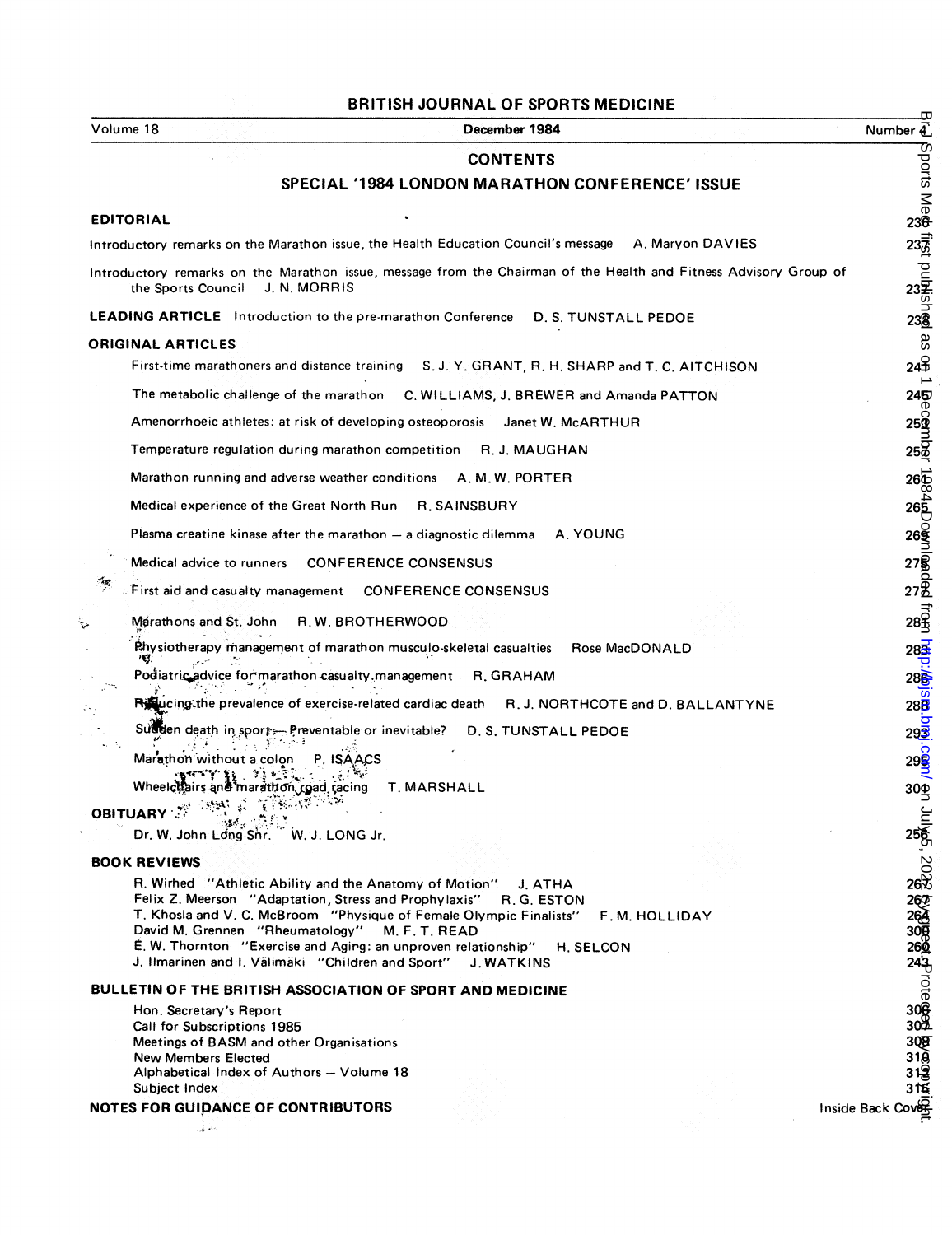# BRITISH JOURNAL OF SPORTS MEDICINE

Volume 18 — December 1984 — Number 4

## CONTENTS

## SPECIAL '1984 LONDON MARATHON CONFERENCE' ISSUE

**EDITORIAL** 236

Introductory remarks on the Marathon issue, the Health Education Council's message — A. Maryon DAVIES 237

Introductory remarks on the Marathon issue, message from the Chairman of the Health and Fitness Advisory Group of the Sports Council — J. N. MORRIS 237

**LEADING ARTICLE** Introduction to the pre-marathon Conference — D. S. TUNSTALL PEDOE 238

**ORIGINAL ARTICLES**

First-time marathoners and distance training — S. J. Y. GRANT, R. H. SHARP and T. C. AITCHISON 241

The metabolic challenge of the marathon — C. WILLIAMS, J. BREWER and Amanda PATTON 245

Amenorrhoeic athletes: at risk of developing osteoporosis — Janet W. McARTHUR 253

Temperature regulation during marathon competition — R. J. MAUGHAN 257

Marathon running and adverse weather conditions — A. M. W. PORTER 261

Medical experience of the Great North Run — R. SAINSBURY 265

Plasma creatine kinase after the marathon — a diagnostic dilemma — A. YOUNG 269

Medical advice to runners — CONFERENCE CONSENSUS 276

First aid and casualty management — CONFERENCE CONSENSUS 278

Marathons and St. John — R. W. BROTHERWOOD 281

Physiotherapy management of marathon musculo-skeletal casualties — Rose MacDONALD 283

Podiatric advice for marathon casualty management — R. GRAHAM 286

Reducing the prevalence of exercise-related cardiac death — R. J. NORTHCOTE and D. BALLANTYNE 288

Sudden death in sport — Preventable or inevitable? — D. S. TUNSTALL PEDOE 293

Marathon without a colon — P. ISAACS 296

Wheelchairs and marathon road racing — T. MARSHALL 301

**OBITUARY**

Dr. W. John Long Snr. — W. J. LONG Jr. 256

**BOOK REVIEWS**

- R. Wirhed "Athletic Ability and the Anatomy of Motion" — J. ATHA 260
- Felix Z. Meerson "Adaptation, Stress and Prophylaxis" — R. G. ESTON 267
- T. Khosla and V. C. McBroom "Physique of Female Olympic Finalists" — F. M. HOLLIDAY 264
- David M. Grennen "Rheumatology" — M. F. T. READ 300
- E. W. Thornton "Exercise and Aging: an unproven relationship" — H. SELCON 260
- J. Ilmarinen and I. Välimäki "Children and Sport" — J. WATKINS 243

**BULLETIN OF THE BRITISH ASSOCIATION OF SPORT AND MEDICINE**

- Hon. Secretary's Report 306
- Call for Subscriptions 1985 307
- Meetings of BASM and other Organisations 308
- New Members Elected 310
- Alphabetical Index of Authors — Volume 18 313
- Subject Index 316

**NOTES FOR GUIDANCE OF CONTRIBUTORS** — Inside Back Cover